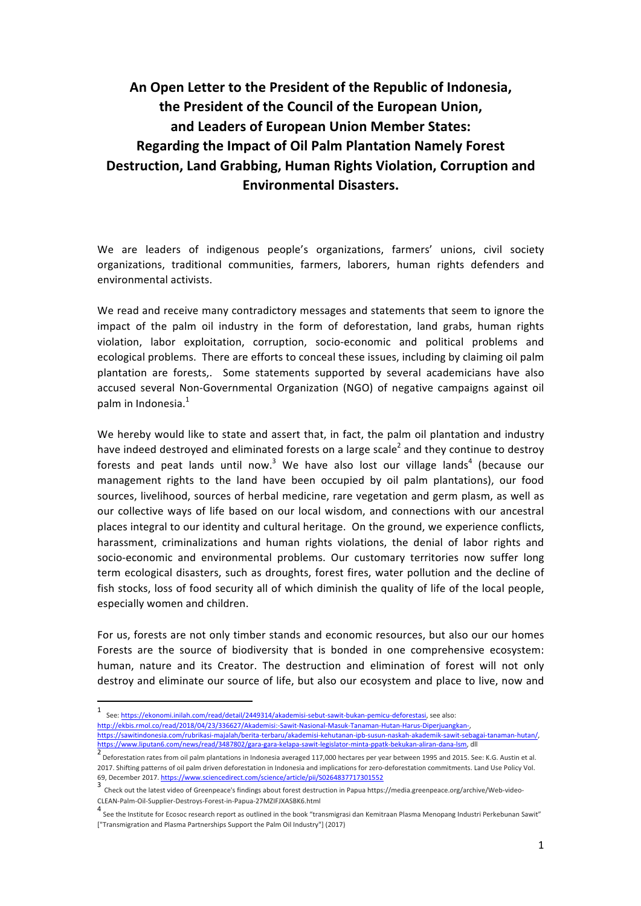# An Open Letter to the President of the Republic of Indonesia, the President of the Council of the European Union, and Leaders of European Union Member States: Regarding the Impact of Oil Palm Plantation Namely Forest Destruction, Land Grabbing, Human Rights Violation, Corruption and Environmental Disasters.

We are leaders of indigenous people's organizations, farmers' unions, civil society organizations, traditional communities, farmers, laborers, human rights defenders and environmental activists.

We read and receive many contradictory messages and statements that seem to ignore the impact of the palm oil industry in the form of deforestation, land grabs, human rights violation, labor exploitation, corruption, socio-economic and political problems and ecological problems. There are efforts to conceal these issues, including by claiming oil palm plantation are forests,. Some statements supported by several academicians have also accused several Non-Governmental Organization (NGO) of negative campaigns against oil palm in Indonesia.[1]

We hereby would like to state and assert that, in fact, the palm oil plantation and industry have indeed destroyed and eliminated forests on a large scale[2] and they continue to destroy forests and peat lands until now.[3] We have also lost our village lands[4] (because our management rights to the land have been occupied by oil palm plantations), our food sources, livelihood, sources of herbal medicine, rare vegetation and germ plasm, as well as our collective ways of life based on our local wisdom, and connections with our ancestral places integral to our identity and cultural heritage. On the ground, we experience conflicts, harassment, criminalizations and human rights violations, the denial of labor rights and socio-economic and environmental problems. Our customary territories now suffer long term ecological disasters, such as droughts, forest fires, water pollution and the decline of fish stocks, loss of food security all of which diminish the quality of life of the local people, especially women and children.

For us, forests are not only timber stands and economic resources, but also our our homes Forests are the source of biodiversity that is bonded in one comprehensive ecosystem: human, nature and its Creator. The destruction and elimination of forest will not only destroy and eliminate our source of life, but also our ecosystem and place to live, now and

---

[1] See: https://ekonomi.inilah.com/read/detail/2449314/akademisi-sebut-sawit-bukan-pemicu-deforestasi, see also: http://ekbis.rmol.co/read/2018/04/23/336627/Akademisi:-Sawit-Nasional-Masuk-Tanaman-Hutan-Harus-Diperjuangkan-, https://sawitindonesia.com/rubrikasi-majalah/berita-terbaru/akademisi-kehutanan-ipb-susun-naskah-akademik-sawit-sebagai-tanaman-hutan/, https://www.liputan6.com/news/read/3487802/gara-gara-kelapa-sawit-legislator-minta-ppatk-bekukan-aliran-dana-lsm, dll

[2] Deforestation rates from oil palm plantations in Indonesia averaged 117,000 hectares per year between 1995 and 2015. See: K.G. Austin et al. 2017. Shifting patterns of oil palm driven deforestation in Indonesia and implications for zero-deforestation commitments. Land Use Policy Vol. 69, December 2017. https://www.sciencedirect.com/science/article/pii/S0264837717301552

[3] Check out the latest video of Greenpeace's findings about forest destruction in Papua https://media.greenpeace.org/archive/Web-video-CLEAN-Palm-Oil-Supplier-Destroys-Forest-in-Papua-27MZIFJXASBK6.html

[4] See the Institute for Ecosoc research report as outlined in the book "transmigrasi dan Kemitraan Plasma Menopang Industri Perkebunan Sawit" ["Transmigration and Plasma Partnerships Support the Palm Oil Industry"] (2017)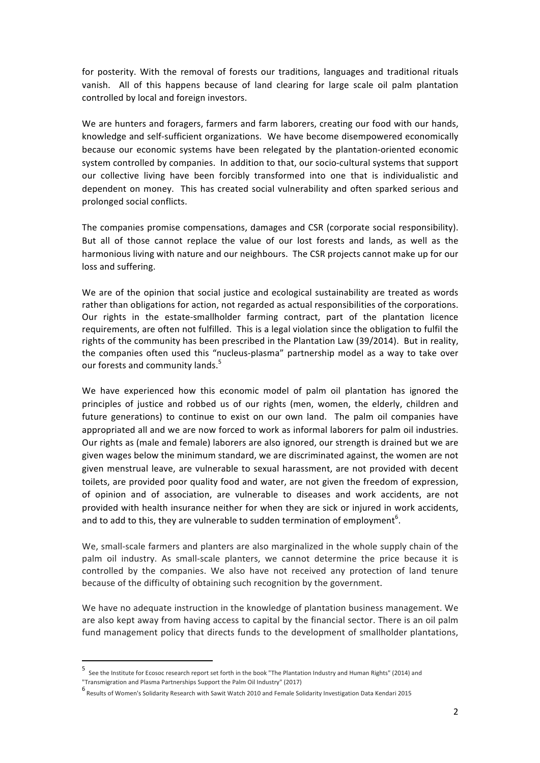for posterity. With the removal of forests our traditions, languages and traditional rituals vanish. All of this happens because of land clearing for large scale oil palm plantation controlled by local and foreign investors.

We are hunters and foragers, farmers and farm laborers, creating our food with our hands, knowledge and self-sufficient organizations. We have become disempowered economically because our economic systems have been relegated by the plantation-oriented economic system controlled by companies. In addition to that, our socio-cultural systems that support our collective living have been forcibly transformed into one that is individualistic and dependent on money. This has created social vulnerability and often sparked serious and prolonged social conflicts.

The companies promise compensations, damages and CSR (corporate social responsibility). But all of those cannot replace the value of our lost forests and lands, as well as the harmonious living with nature and our neighbours. The CSR projects cannot make up for our loss and suffering.

We are of the opinion that social justice and ecological sustainability are treated as words rather than obligations for action, not regarded as actual responsibilities of the corporations. Our rights in the estate-smallholder farming contract, part of the plantation licence requirements, are often not fulfilled. This is a legal violation since the obligation to fulfil the rights of the community has been prescribed in the Plantation Law (39/2014). But in reality, the companies often used this "nucleus-plasma" partnership model as a way to take over our forests and community lands.[5]

We have experienced how this economic model of palm oil plantation has ignored the principles of justice and robbed us of our rights (men, women, the elderly, children and future generations) to continue to exist on our own land. The palm oil companies have appropriated all and we are now forced to work as informal laborers for palm oil industries. Our rights as (male and female) laborers are also ignored, our strength is drained but we are given wages below the minimum standard, we are discriminated against, the women are not given menstrual leave, are vulnerable to sexual harassment, are not provided with decent toilets, are provided poor quality food and water, are not given the freedom of expression, of opinion and of association, are vulnerable to diseases and work accidents, are not provided with health insurance neither for when they are sick or injured in work accidents, and to add to this, they are vulnerable to sudden termination of employment[6].

We, small-scale farmers and planters are also marginalized in the whole supply chain of the palm oil industry. As small-scale planters, we cannot determine the price because it is controlled by the companies. We also have not received any protection of land tenure because of the difficulty of obtaining such recognition by the government.

We have no adequate instruction in the knowledge of plantation business management. We are also kept away from having access to capital by the financial sector. There is an oil palm fund management policy that directs funds to the development of smallholder plantations,

---

[5] See the Institute for Ecosoc research report set forth in the book "The Plantation Industry and Human Rights" (2014) and "Transmigration and Plasma Partnerships Support the Palm Oil Industry" (2017)

[6] Results of Women's Solidarity Research with Sawit Watch 2010 and Female Solidarity Investigation Data Kendari 2015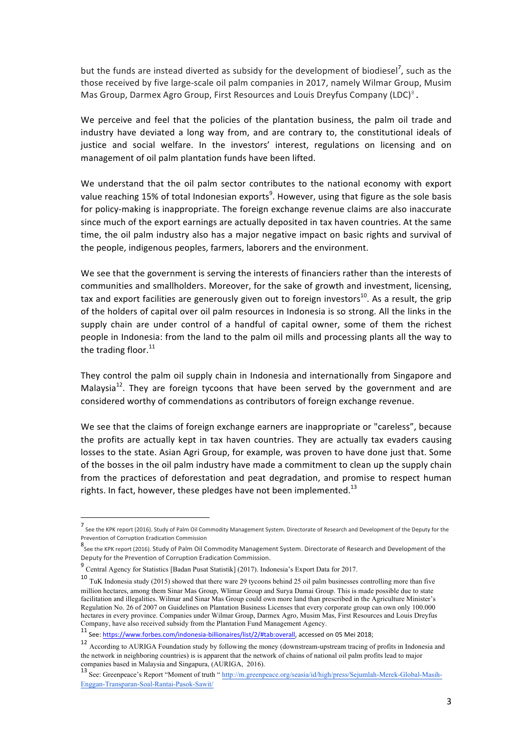but the funds are instead diverted as subsidy for the development of biodiesel[7], such as the those received by five large-scale oil palm companies in 2017, namely Wilmar Group, Musim Mas Group, Darmex Agro Group, First Resources and Louis Dreyfus Company (LDC)[8].

We perceive and feel that the policies of the plantation business, the palm oil trade and industry have deviated a long way from, and are contrary to, the constitutional ideals of justice and social welfare. In the investors' interest, regulations on licensing and on management of oil palm plantation funds have been lifted.

We understand that the oil palm sector contributes to the national economy with export value reaching 15% of total Indonesian exports[9]. However, using that figure as the sole basis for policy-making is inappropriate. The foreign exchange revenue claims are also inaccurate since much of the export earnings are actually deposited in tax haven countries. At the same time, the oil palm industry also has a major negative impact on basic rights and survival of the people, indigenous peoples, farmers, laborers and the environment.

We see that the government is serving the interests of financiers rather than the interests of communities and smallholders. Moreover, for the sake of growth and investment, licensing, tax and export facilities are generously given out to foreign investors[10]. As a result, the grip of the holders of capital over oil palm resources in Indonesia is so strong. All the links in the supply chain are under control of a handful of capital owner, some of them the richest people in Indonesia: from the land to the palm oil mills and processing plants all the way to the trading floor.[11]

They control the palm oil supply chain in Indonesia and internationally from Singapore and Malaysia[12]. They are foreign tycoons that have been served by the government and are considered worthy of commendations as contributors of foreign exchange revenue.

We see that the claims of foreign exchange earners are inappropriate or "careless", because the profits are actually kept in tax haven countries. They are actually tax evaders causing losses to the state. Asian Agri Group, for example, was proven to have done just that. Some of the bosses in the oil palm industry have made a commitment to clean up the supply chain from the practices of deforestation and peat degradation, and promise to respect human rights. In fact, however, these pledges have not been implemented.[13]

---

[7] See the KPK report (2016). Study of Palm Oil Commodity Management System. Directorate of Research and Development of the Deputy for the Prevention of Corruption Eradication Commission

[8] See the KPK report (2016). Study of Palm Oil Commodity Management System. Directorate of Research and Development of the Deputy for the Prevention of Corruption Eradication Commission.

[9] Central Agency for Statistics [Badan Pusat Statistik] (2017). Indonesia's Export Data for 2017.

[10] TuK Indonesia study (2015) showed that there ware 29 tycoons behind 25 oil palm businesses controlling more than five million hectares, among them Sinar Mas Group, Wlimar Group and Surya Damai Group. This is made possible due to state facilitation and illegalities. Wilmar and Sinar Mas Group could own more land than prescribed in the Agriculture Minister's Regulation No. 26 of 2007 on Guidelines on Plantation Business Licenses that every corporate group can own only 100.000 hectares in every province. Companies under Wilmar Group, Darmex Agro, Musim Mas, First Resources and Louis Dreyfus Company, have also received subsidy from the Plantation Fund Management Agency.

[11] See: https://www.forbes.com/indonesia-billionaires/list/2/#tab:overall, accessed on 05 Mei 2018;

[12] According to AURIGA Foundation study by following the money (downstream-upstream tracing of profits in Indonesia and the network in neighboring countries) is is apparent that the network of chains of national oil palm profits lead to major companies based in Malaysia and Singapura, (AURIGA, 2016).

[13] See: Greenpeace's Report "Moment of truth " http://m.greenpeace.org/seasia/id/high/press/Sejumlah-Merek-Global-Masih-Enggan-Transparan-Soal-Rantai-Pasok-Sawit/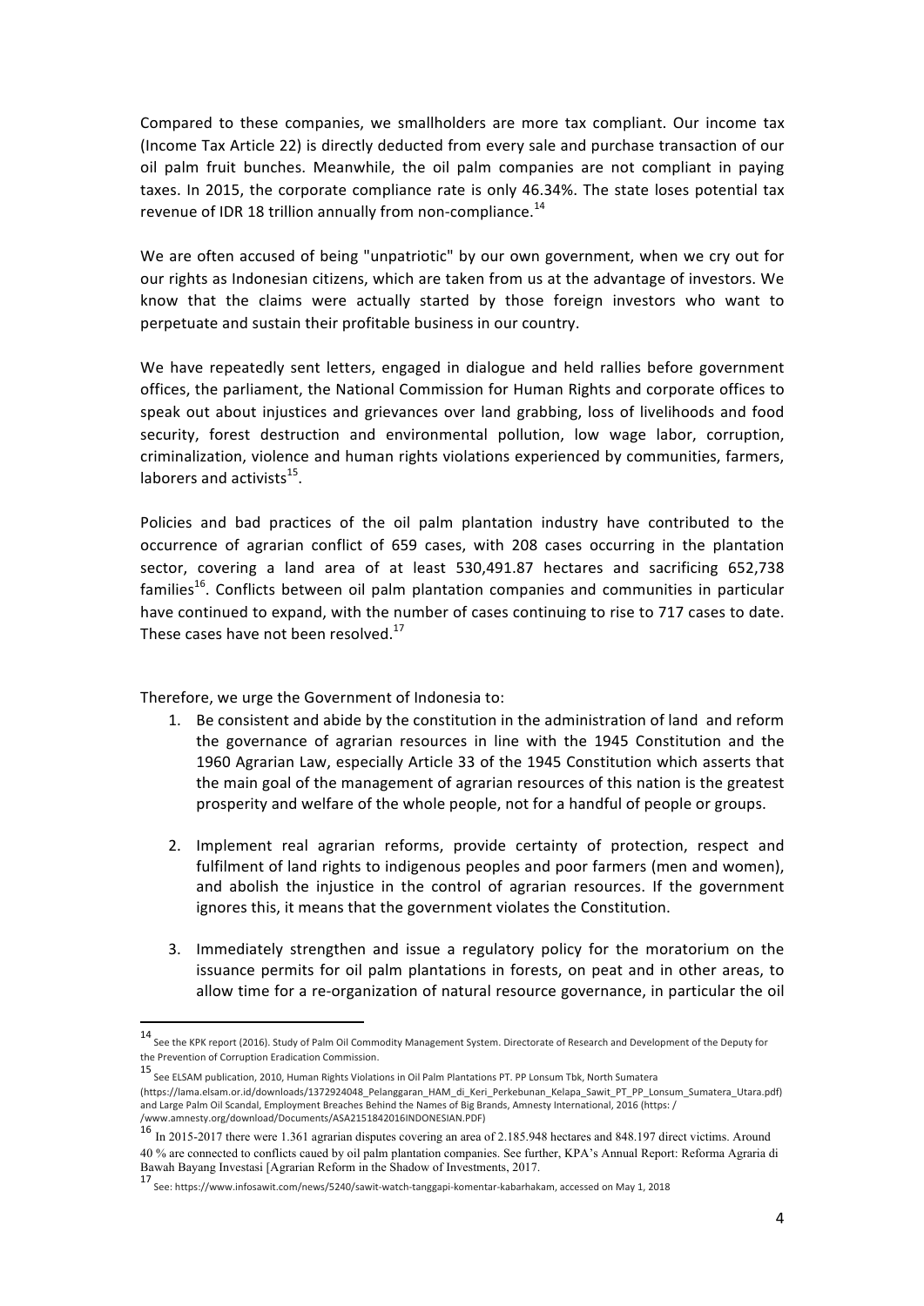Compared to these companies, we smallholders are more tax compliant. Our income tax (Income Tax Article 22) is directly deducted from every sale and purchase transaction of our oil palm fruit bunches. Meanwhile, the oil palm companies are not compliant in paying taxes. In 2015, the corporate compliance rate is only 46.34%. The state loses potential tax revenue of IDR 18 trillion annually from non-compliance.[14]

We are often accused of being "unpatriotic" by our own government, when we cry out for our rights as Indonesian citizens, which are taken from us at the advantage of investors. We know that the claims were actually started by those foreign investors who want to perpetuate and sustain their profitable business in our country.

We have repeatedly sent letters, engaged in dialogue and held rallies before government offices, the parliament, the National Commission for Human Rights and corporate offices to speak out about injustices and grievances over land grabbing, loss of livelihoods and food security, forest destruction and environmental pollution, low wage labor, corruption, criminalization, violence and human rights violations experienced by communities, farmers, laborers and activists[15].

Policies and bad practices of the oil palm plantation industry have contributed to the occurrence of agrarian conflict of 659 cases, with 208 cases occurring in the plantation sector, covering a land area of at least 530,491.87 hectares and sacrificing 652,738 families[16]. Conflicts between oil palm plantation companies and communities in particular have continued to expand, with the number of cases continuing to rise to 717 cases to date. These cases have not been resolved.[17]

Therefore, we urge the Government of Indonesia to:

1. Be consistent and abide by the constitution in the administration of land and reform the governance of agrarian resources in line with the 1945 Constitution and the 1960 Agrarian Law, especially Article 33 of the 1945 Constitution which asserts that the main goal of the management of agrarian resources of this nation is the greatest prosperity and welfare of the whole people, not for a handful of people or groups.

2. Implement real agrarian reforms, provide certainty of protection, respect and fulfilment of land rights to indigenous peoples and poor farmers (men and women), and abolish the injustice in the control of agrarian resources. If the government ignores this, it means that the government violates the Constitution.

3. Immediately strengthen and issue a regulatory policy for the moratorium on the issuance permits for oil palm plantations in forests, on peat and in other areas, to allow time for a re-organization of natural resource governance, in particular the oil

---

[14] See the KPK report (2016). Study of Palm Oil Commodity Management System. Directorate of Research and Development of the Deputy for the Prevention of Corruption Eradication Commission.

[15] See ELSAM publication, 2010, Human Rights Violations in Oil Palm Plantations PT. PP Lonsum Tbk, North Sumatera (https://lama.elsam.or.id/downloads/1372924048_Pelanggaran_HAM_di_Keri_Perkebunan_Kelapa_Sawit_PT_PP_Lonsum_Sumatera_Utara.pdf) and Large Palm Oil Scandal, Employment Breaches Behind the Names of Big Brands, Amnesty International, 2016 (https: / /www.amnesty.org/download/Documents/ASA2151842016INDONESIAN.PDF)

[16] In 2015-2017 there were 1.361 agrarian disputes covering an area of 2.185.948 hectares and 848.197 direct victims. Around 40 % are connected to conflicts caued by oil palm plantation companies. See further, KPA's Annual Report: Reforma Agraria di Bawah Bayang Investasi [Agrarian Reform in the Shadow of Investments, 2017.

[17] See: https://www.infosawit.com/news/5240/sawit-watch-tanggapi-komentar-kabarhakam, accessed on May 1, 2018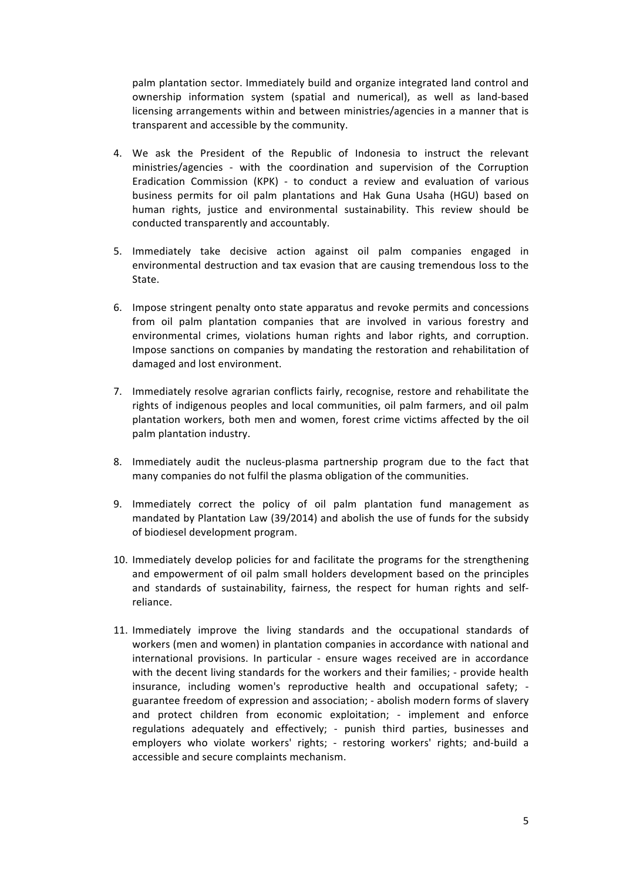palm plantation sector. Immediately build and organize integrated land control and ownership information system (spatial and numerical), as well as land-based licensing arrangements within and between ministries/agencies in a manner that is transparent and accessible by the community.

4. We ask the President of the Republic of Indonesia to instruct the relevant ministries/agencies - with the coordination and supervision of the Corruption Eradication Commission (KPK) - to conduct a review and evaluation of various business permits for oil palm plantations and Hak Guna Usaha (HGU) based on human rights, justice and environmental sustainability. This review should be conducted transparently and accountably.

5. Immediately take decisive action against oil palm companies engaged in environmental destruction and tax evasion that are causing tremendous loss to the State.

6. Impose stringent penalty onto state apparatus and revoke permits and concessions from oil palm plantation companies that are involved in various forestry and environmental crimes, violations human rights and labor rights, and corruption. Impose sanctions on companies by mandating the restoration and rehabilitation of damaged and lost environment.

7. Immediately resolve agrarian conflicts fairly, recognise, restore and rehabilitate the rights of indigenous peoples and local communities, oil palm farmers, and oil palm plantation workers, both men and women, forest crime victims affected by the oil palm plantation industry.

8. Immediately audit the nucleus-plasma partnership program due to the fact that many companies do not fulfil the plasma obligation of the communities.

9. Immediately correct the policy of oil palm plantation fund management as mandated by Plantation Law (39/2014) and abolish the use of funds for the subsidy of biodiesel development program.

10. Immediately develop policies for and facilitate the programs for the strengthening and empowerment of oil palm small holders development based on the principles and standards of sustainability, fairness, the respect for human rights and self-reliance.

11. Immediately improve the living standards and the occupational standards of workers (men and women) in plantation companies in accordance with national and international provisions. In particular - ensure wages received are in accordance with the decent living standards for the workers and their families; - provide health insurance, including women's reproductive health and occupational safety; - guarantee freedom of expression and association; - abolish modern forms of slavery and protect children from economic exploitation; - implement and enforce regulations adequately and effectively; - punish third parties, businesses and employers who violate workers' rights; - restoring workers' rights; and-build a accessible and secure complaints mechanism.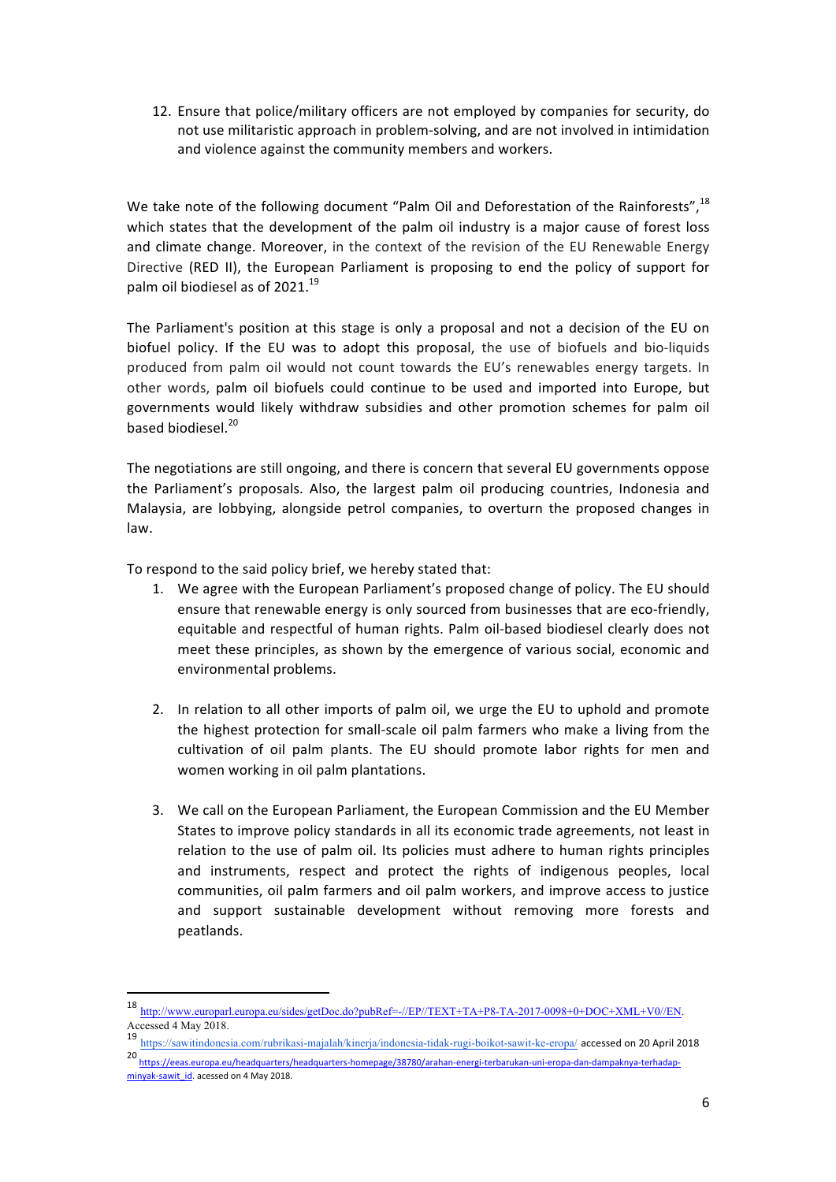12. Ensure that police/military officers are not employed by companies for security, do not use militaristic approach in problem-solving, and are not involved in intimidation and violence against the community members and workers.

We take note of the following document "Palm Oil and Deforestation of the Rainforests",[18] which states that the development of the palm oil industry is a major cause of forest loss and climate change. Moreover, in the context of the revision of the EU Renewable Energy Directive (RED II), the European Parliament is proposing to end the policy of support for palm oil biodiesel as of 2021.[19]

The Parliament's position at this stage is only a proposal and not a decision of the EU on biofuel policy. If the EU was to adopt this proposal, the use of biofuels and bio-liquids produced from palm oil would not count towards the EU's renewables energy targets. In other words, palm oil biofuels could continue to be used and imported into Europe, but governments would likely withdraw subsidies and other promotion schemes for palm oil based biodiesel.[20]

The negotiations are still ongoing, and there is concern that several EU governments oppose the Parliament's proposals. Also, the largest palm oil producing countries, Indonesia and Malaysia, are lobbying, alongside petrol companies, to overturn the proposed changes in law.

To respond to the said policy brief, we hereby stated that:

1. We agree with the European Parliament's proposed change of policy. The EU should ensure that renewable energy is only sourced from businesses that are eco-friendly, equitable and respectful of human rights. Palm oil-based biodiesel clearly does not meet these principles, as shown by the emergence of various social, economic and environmental problems.

2. In relation to all other imports of palm oil, we urge the EU to uphold and promote the highest protection for small-scale oil palm farmers who make a living from the cultivation of oil palm plants. The EU should promote labor rights for men and women working in oil palm plantations.

3. We call on the European Parliament, the European Commission and the EU Member States to improve policy standards in all its economic trade agreements, not least in relation to the use of palm oil. Its policies must adhere to human rights principles and instruments, respect and protect the rights of indigenous peoples, local communities, oil palm farmers and oil palm workers, and improve access to justice and support sustainable development without removing more forests and peatlands.

---

[18] http://www.europarl.europa.eu/sides/getDoc.do?pubRef=-//EP//TEXT+TA+P8-TA-2017-0098+0+DOC+XML+V0//EN. Accessed 4 May 2018.

[19] https://sawitindonesia.com/rubrikasi-majalah/kinerja/indonesia-tidak-rugi-boikot-sawit-ke-eropa/ accessed on 20 April 2018

[20] https://eeas.europa.eu/headquarters/headquarters-homepage/38780/arahan-energi-terbarukan-uni-eropa-dan-dampaknya-terhadap-minyak-sawit_id. acessed on 4 May 2018.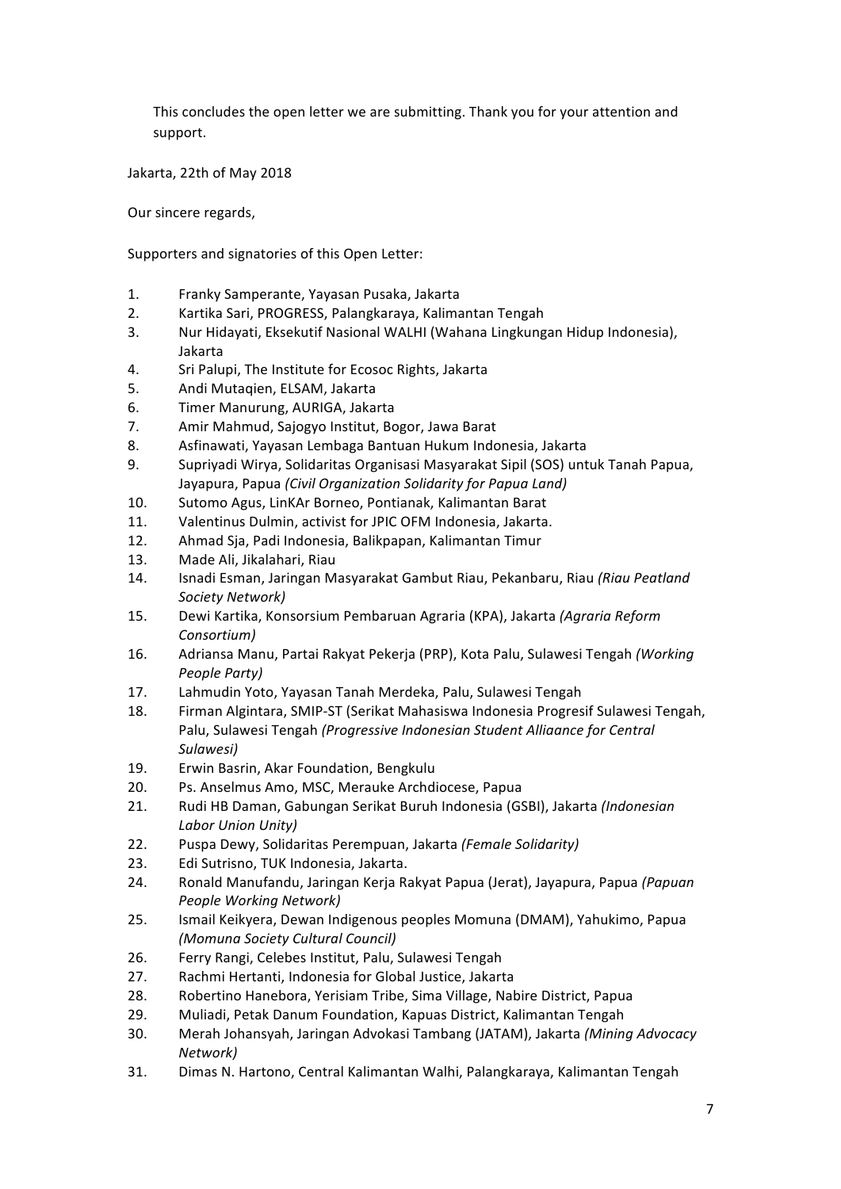This concludes the open letter we are submitting. Thank you for your attention and support.

Jakarta, 22th of May 2018

Our sincere regards,

Supporters and signatories of this Open Letter:

1. Franky Samperante, Yayasan Pusaka, Jakarta
2. Kartika Sari, PROGRESS, Palangkaraya, Kalimantan Tengah
3. Nur Hidayati, Eksekutif Nasional WALHI (Wahana Lingkungan Hidup Indonesia), Jakarta
4. Sri Palupi, The Institute for Ecosoc Rights, Jakarta
5. Andi Mutaqien, ELSAM, Jakarta
6. Timer Manurung, AURIGA, Jakarta
7. Amir Mahmud, Sajogyo Institut, Bogor, Jawa Barat
8. Asfinawati, Yayasan Lembaga Bantuan Hukum Indonesia, Jakarta
9. Supriyadi Wirya, Solidaritas Organisasi Masyarakat Sipil (SOS) untuk Tanah Papua, Jayapura, Papua *(Civil Organization Solidarity for Papua Land)*
10. Sutomo Agus, LinKAr Borneo, Pontianak, Kalimantan Barat
11. Valentinus Dulmin, activist for JPIC OFM Indonesia, Jakarta.
12. Ahmad Sja, Padi Indonesia, Balikpapan, Kalimantan Timur
13. Made Ali, Jikalahari, Riau
14. Isnadi Esman, Jaringan Masyarakat Gambut Riau, Pekanbaru, Riau *(Riau Peatland Society Network)*
15. Dewi Kartika, Konsorsium Pembaruan Agraria (KPA), Jakarta *(Agraria Reform Consortium)*
16. Adriansa Manu, Partai Rakyat Pekerja (PRP), Kota Palu, Sulawesi Tengah *(Working People Party)*
17. Lahmudin Yoto, Yayasan Tanah Merdeka, Palu, Sulawesi Tengah
18. Firman Algintara, SMIP-ST (Serikat Mahasiswa Indonesia Progresif Sulawesi Tengah, Palu, Sulawesi Tengah *(Progressive Indonesian Student Alliaance for Central Sulawesi)*
19. Erwin Basrin, Akar Foundation, Bengkulu
20. Ps. Anselmus Amo, MSC, Merauke Archdiocese, Papua
21. Rudi HB Daman, Gabungan Serikat Buruh Indonesia (GSBI), Jakarta *(Indonesian Labor Union Unity)*
22. Puspa Dewy, Solidaritas Perempuan, Jakarta *(Female Solidarity)*
23. Edi Sutrisno, TUK Indonesia, Jakarta.
24. Ronald Manufandu, Jaringan Kerja Rakyat Papua (Jerat), Jayapura, Papua *(Papuan People Working Network)*
25. Ismail Keikyera, Dewan Indigenous peoples Momuna (DMAM), Yahukimo, Papua *(Momuna Society Cultural Council)*
26. Ferry Rangi, Celebes Institut, Palu, Sulawesi Tengah
27. Rachmi Hertanti, Indonesia for Global Justice, Jakarta
28. Robertino Hanebora, Yerisiam Tribe, Sima Village, Nabire District, Papua
29. Muliadi, Petak Danum Foundation, Kapuas District, Kalimantan Tengah
30. Merah Johansyah, Jaringan Advokasi Tambang (JATAM), Jakarta *(Mining Advocacy Network)*
31. Dimas N. Hartono, Central Kalimantan Walhi, Palangkaraya, Kalimantan Tengah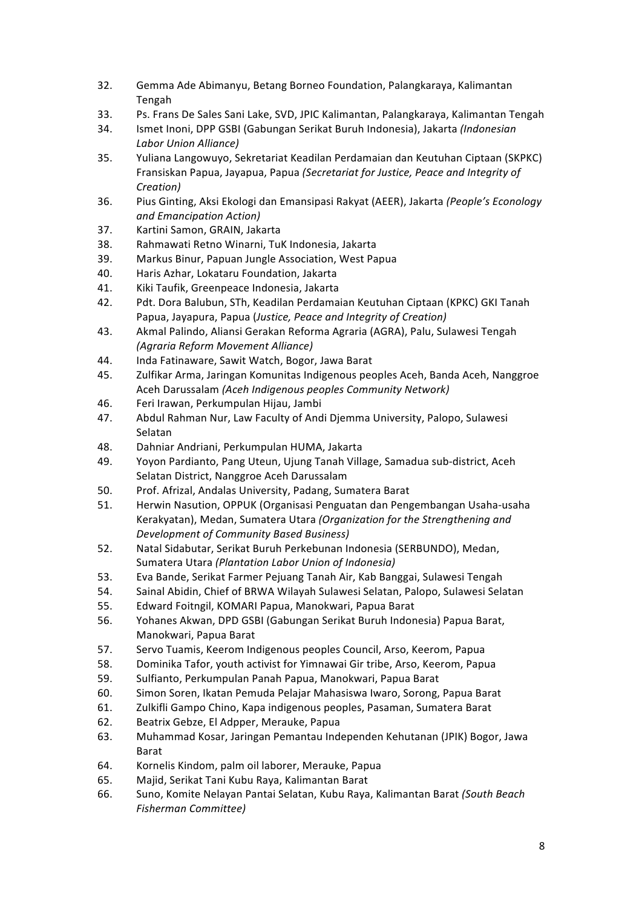32. Gemma Ade Abimanyu, Betang Borneo Foundation, Palangkaraya, Kalimantan Tengah
33. Ps. Frans De Sales Sani Lake, SVD, JPIC Kalimantan, Palangkaraya, Kalimantan Tengah
34. Ismet Inoni, DPP GSBI (Gabungan Serikat Buruh Indonesia), Jakarta *(Indonesian Labor Union Alliance)*
35. Yuliana Langowuyo, Sekretariat Keadilan Perdamaian dan Keutuhan Ciptaan (SKPKC) Fransiskan Papua, Jayapua, Papua *(Secretariat for Justice, Peace and Integrity of Creation)*
36. Pius Ginting, Aksi Ekologi dan Emansipasi Rakyat (AEER), Jakarta *(People's Econology and Emancipation Action)*
37. Kartini Samon, GRAIN, Jakarta
38. Rahmawati Retno Winarni, TuK Indonesia, Jakarta
39. Markus Binur, Papuan Jungle Association, West Papua
40. Haris Azhar, Lokataru Foundation, Jakarta
41. Kiki Taufik, Greenpeace Indonesia, Jakarta
42. Pdt. Dora Balubun, STh, Keadilan Perdamaian Keutuhan Ciptaan (KPKC) GKI Tanah Papua, Jayapura, Papua (*Justice, Peace and Integrity of Creation)*
43. Akmal Palindo, Aliansi Gerakan Reforma Agraria (AGRA), Palu, Sulawesi Tengah *(Agraria Reform Movement Alliance)*
44. Inda Fatinaware, Sawit Watch, Bogor, Jawa Barat
45. Zulfikar Arma, Jaringan Komunitas Indigenous peoples Aceh, Banda Aceh, Nanggroe Aceh Darussalam *(Aceh Indigenous peoples Community Network)*
46. Feri Irawan, Perkumpulan Hijau, Jambi
47. Abdul Rahman Nur, Law Faculty of Andi Djemma University, Palopo, Sulawesi Selatan
48. Dahniar Andriani, Perkumpulan HUMA, Jakarta
49. Yoyon Pardianto, Pang Uteun, Ujung Tanah Village, Samadua sub-district, Aceh Selatan District, Nanggroe Aceh Darussalam
50. Prof. Afrizal, Andalas University, Padang, Sumatera Barat
51. Herwin Nasution, OPPUK (Organisasi Penguatan dan Pengembangan Usaha-usaha Kerakyatan), Medan, Sumatera Utara *(Organization for the Strengthening and Development of Community Based Business)*
52. Natal Sidabutar, Serikat Buruh Perkebunan Indonesia (SERBUNDO), Medan, Sumatera Utara *(Plantation Labor Union of Indonesia)*
53. Eva Bande, Serikat Farmer Pejuang Tanah Air, Kab Banggai, Sulawesi Tengah
54. Sainal Abidin, Chief of BRWA Wilayah Sulawesi Selatan, Palopo, Sulawesi Selatan
55. Edward Foitngil, KOMARI Papua, Manokwari, Papua Barat
56. Yohanes Akwan, DPD GSBI (Gabungan Serikat Buruh Indonesia) Papua Barat, Manokwari, Papua Barat
57. Servo Tuamis, Keerom Indigenous peoples Council, Arso, Keerom, Papua
58. Dominika Tafor, youth activist for Yimnawai Gir tribe, Arso, Keerom, Papua
59. Sulfianto, Perkumpulan Panah Papua, Manokwari, Papua Barat
60. Simon Soren, Ikatan Pemuda Pelajar Mahasiswa Iwaro, Sorong, Papua Barat
61. Zulkifli Gampo Chino, Kapa indigenous peoples, Pasaman, Sumatera Barat
62. Beatrix Gebze, El Adpper, Merauke, Papua
63. Muhammad Kosar, Jaringan Pemantau Independen Kehutanan (JPIK) Bogor, Jawa Barat
64. Kornelis Kindom, palm oil laborer, Merauke, Papua
65. Majid, Serikat Tani Kubu Raya, Kalimantan Barat
66. Suno, Komite Nelayan Pantai Selatan, Kubu Raya, Kalimantan Barat *(South Beach Fisherman Committee)*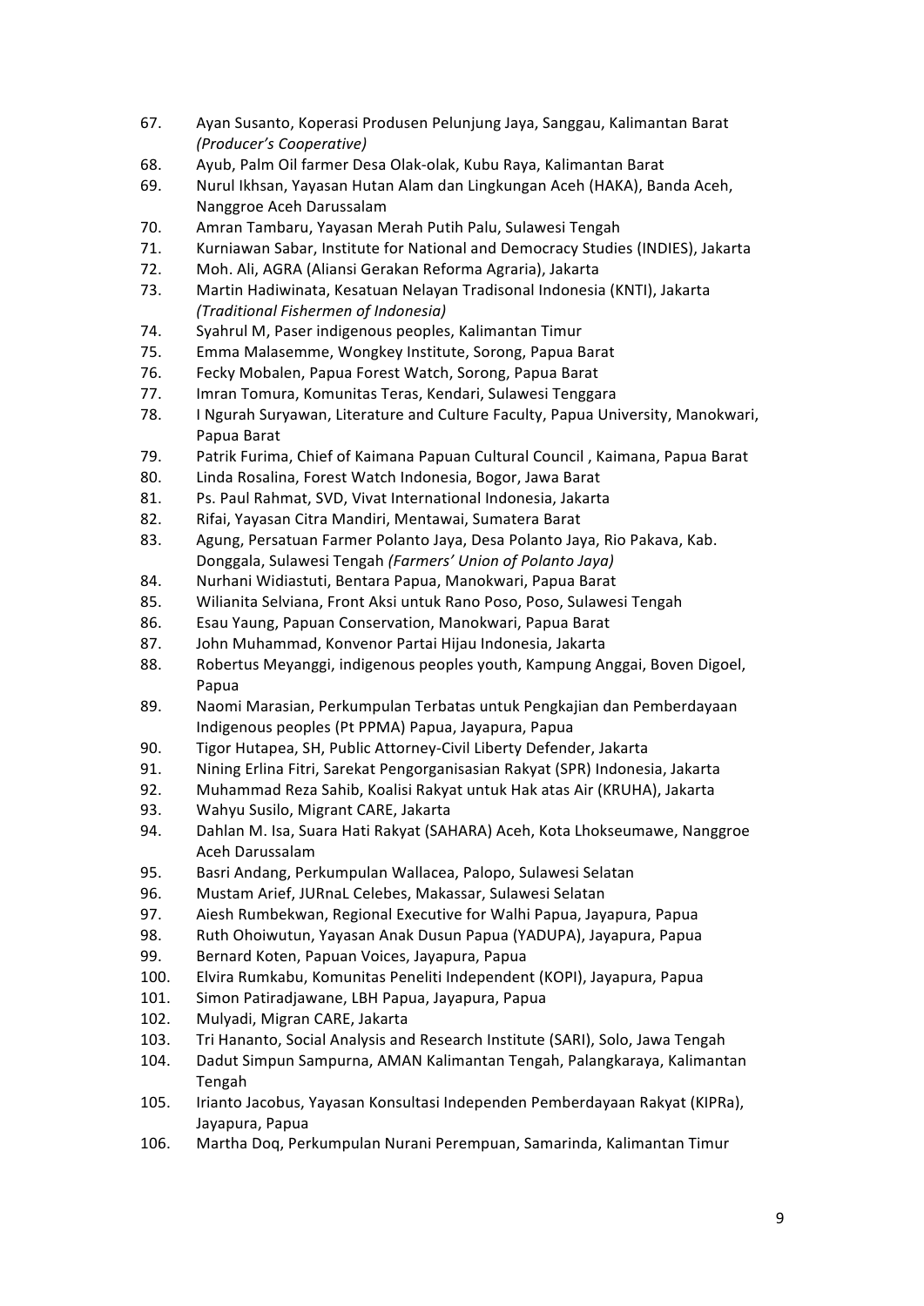67. Ayan Susanto, Koperasi Produsen Pelunjung Jaya, Sanggau, Kalimantan Barat *(Producer's Cooperative)*
68. Ayub, Palm Oil farmer Desa Olak-olak, Kubu Raya, Kalimantan Barat
69. Nurul Ikhsan, Yayasan Hutan Alam dan Lingkungan Aceh (HAKA), Banda Aceh, Nanggroe Aceh Darussalam
70. Amran Tambaru, Yayasan Merah Putih Palu, Sulawesi Tengah
71. Kurniawan Sabar, Institute for National and Democracy Studies (INDIES), Jakarta
72. Moh. Ali, AGRA (Aliansi Gerakan Reforma Agraria), Jakarta
73. Martin Hadiwinata, Kesatuan Nelayan Tradisonal Indonesia (KNTI), Jakarta *(Traditional Fishermen of Indonesia)*
74. Syahrul M, Paser indigenous peoples, Kalimantan Timur
75. Emma Malasemme, Wongkey Institute, Sorong, Papua Barat
76. Fecky Mobalen, Papua Forest Watch, Sorong, Papua Barat
77. Imran Tomura, Komunitas Teras, Kendari, Sulawesi Tenggara
78. I Ngurah Suryawan, Literature and Culture Faculty, Papua University, Manokwari, Papua Barat
79. Patrik Furima, Chief of Kaimana Papuan Cultural Council , Kaimana, Papua Barat
80. Linda Rosalina, Forest Watch Indonesia, Bogor, Jawa Barat
81. Ps. Paul Rahmat, SVD, Vivat International Indonesia, Jakarta
82. Rifai, Yayasan Citra Mandiri, Mentawai, Sumatera Barat
83. Agung, Persatuan Farmer Polanto Jaya, Desa Polanto Jaya, Rio Pakava, Kab. Donggala, Sulawesi Tengah *(Farmers' Union of Polanto Jaya)*
84. Nurhani Widiastuti, Bentara Papua, Manokwari, Papua Barat
85. Wilianita Selviana, Front Aksi untuk Rano Poso, Poso, Sulawesi Tengah
86. Esau Yaung, Papuan Conservation, Manokwari, Papua Barat
87. John Muhammad, Konvenor Partai Hijau Indonesia, Jakarta
88. Robertus Meyanggi, indigenous peoples youth, Kampung Anggai, Boven Digoel, Papua
89. Naomi Marasian, Perkumpulan Terbatas untuk Pengkajian dan Pemberdayaan Indigenous peoples (Pt PPMA) Papua, Jayapura, Papua
90. Tigor Hutapea, SH, Public Attorney-Civil Liberty Defender, Jakarta
91. Nining Erlina Fitri, Sarekat Pengorganisasian Rakyat (SPR) Indonesia, Jakarta
92. Muhammad Reza Sahib, Koalisi Rakyat untuk Hak atas Air (KRUHA), Jakarta
93. Wahyu Susilo, Migrant CARE, Jakarta
94. Dahlan M. Isa, Suara Hati Rakyat (SAHARA) Aceh, Kota Lhokseumawe, Nanggroe Aceh Darussalam
95. Basri Andang, Perkumpulan Wallacea, Palopo, Sulawesi Selatan
96. Mustam Arief, JURnaL Celebes, Makassar, Sulawesi Selatan
97. Aiesh Rumbekwan, Regional Executive for Walhi Papua, Jayapura, Papua
98. Ruth Ohoiwutun, Yayasan Anak Dusun Papua (YADUPA), Jayapura, Papua
99. Bernard Koten, Papuan Voices, Jayapura, Papua
100. Elvira Rumkabu, Komunitas Peneliti Independent (KOPI), Jayapura, Papua
101. Simon Patiradjawane, LBH Papua, Jayapura, Papua
102. Mulyadi, Migran CARE, Jakarta
103. Tri Hananto, Social Analysis and Research Institute (SARI), Solo, Jawa Tengah
104. Dadut Simpun Sampurna, AMAN Kalimantan Tengah, Palangkaraya, Kalimantan Tengah
105. Irianto Jacobus, Yayasan Konsultasi Independen Pemberdayaan Rakyat (KIPRa), Jayapura, Papua
106. Martha Doq, Perkumpulan Nurani Perempuan, Samarinda, Kalimantan Timur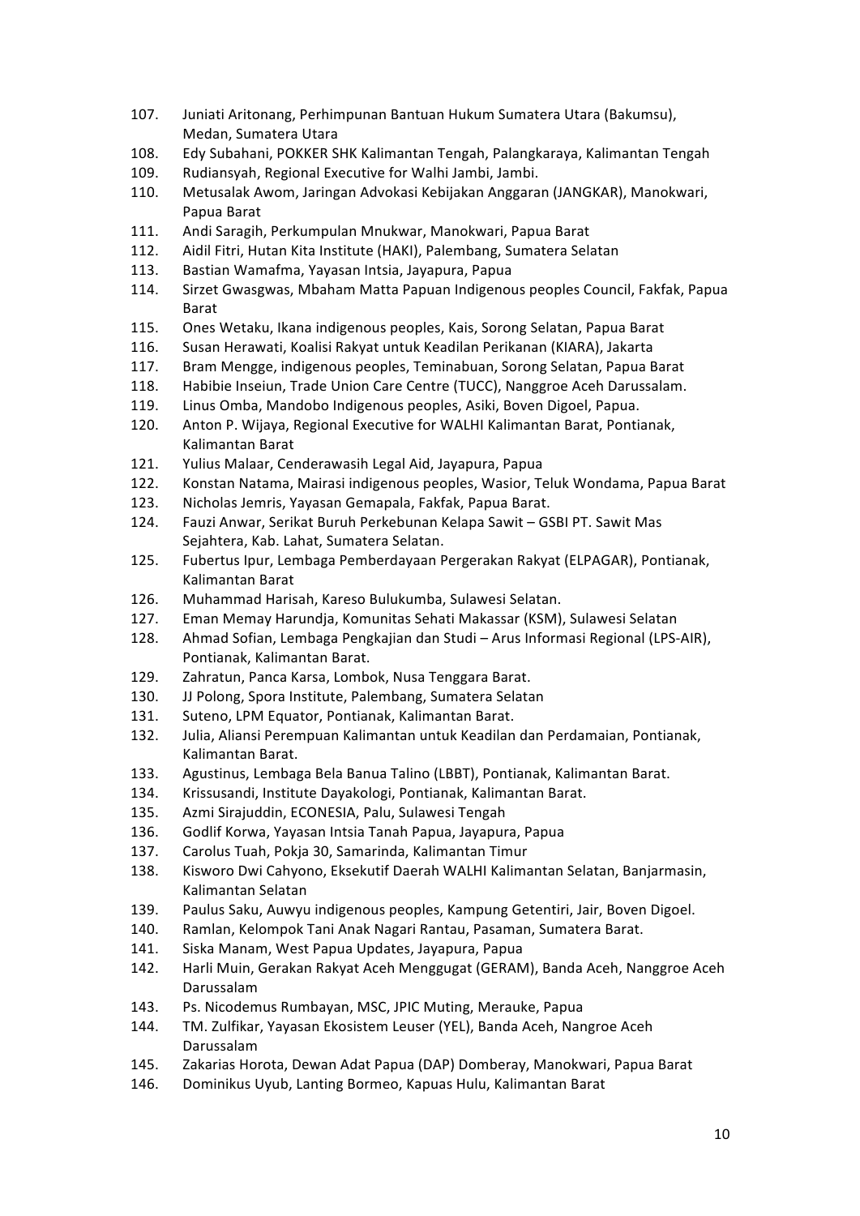107. Juniati Aritonang, Perhimpunan Bantuan Hukum Sumatera Utara (Bakumsu), Medan, Sumatera Utara
108. Edy Subahani, POKKER SHK Kalimantan Tengah, Palangkaraya, Kalimantan Tengah
109. Rudiansyah, Regional Executive for Walhi Jambi, Jambi.
110. Metusalak Awom, Jaringan Advokasi Kebijakan Anggaran (JANGKAR), Manokwari, Papua Barat
111. Andi Saragih, Perkumpulan Mnukwar, Manokwari, Papua Barat
112. Aidil Fitri, Hutan Kita Institute (HAKI), Palembang, Sumatera Selatan
113. Bastian Wamafma, Yayasan Intsia, Jayapura, Papua
114. Sirzet Gwasgwas, Mbaham Matta Papuan Indigenous peoples Council, Fakfak, Papua Barat
115. Ones Wetaku, Ikana indigenous peoples, Kais, Sorong Selatan, Papua Barat
116. Susan Herawati, Koalisi Rakyat untuk Keadilan Perikanan (KIARA), Jakarta
117. Bram Mengge, indigenous peoples, Teminabuan, Sorong Selatan, Papua Barat
118. Habibie Inseiun, Trade Union Care Centre (TUCC), Nanggroe Aceh Darussalam.
119. Linus Omba, Mandobo Indigenous peoples, Asiki, Boven Digoel, Papua.
120. Anton P. Wijaya, Regional Executive for WALHI Kalimantan Barat, Pontianak, Kalimantan Barat
121. Yulius Malaar, Cenderawasih Legal Aid, Jayapura, Papua
122. Konstan Natama, Mairasi indigenous peoples, Wasior, Teluk Wondama, Papua Barat
123. Nicholas Jemris, Yayasan Gemapala, Fakfak, Papua Barat.
124. Fauzi Anwar, Serikat Buruh Perkebunan Kelapa Sawit – GSBI PT. Sawit Mas Sejahtera, Kab. Lahat, Sumatera Selatan.
125. Fubertus Ipur, Lembaga Pemberdayaan Pergerakan Rakyat (ELPAGAR), Pontianak, Kalimantan Barat
126. Muhammad Harisah, Kareso Bulukumba, Sulawesi Selatan.
127. Eman Memay Harundja, Komunitas Sehati Makassar (KSM), Sulawesi Selatan
128. Ahmad Sofian, Lembaga Pengkajian dan Studi – Arus Informasi Regional (LPS-AIR), Pontianak, Kalimantan Barat.
129. Zahratun, Panca Karsa, Lombok, Nusa Tenggara Barat.
130. JJ Polong, Spora Institute, Palembang, Sumatera Selatan
131. Suteno, LPM Equator, Pontianak, Kalimantan Barat.
132. Julia, Aliansi Perempuan Kalimantan untuk Keadilan dan Perdamaian, Pontianak, Kalimantan Barat.
133. Agustinus, Lembaga Bela Banua Talino (LBBT), Pontianak, Kalimantan Barat.
134. Krissusandi, Institute Dayakologi, Pontianak, Kalimantan Barat.
135. Azmi Sirajuddin, ECONESIA, Palu, Sulawesi Tengah
136. Godlif Korwa, Yayasan Intsia Tanah Papua, Jayapura, Papua
137. Carolus Tuah, Pokja 30, Samarinda, Kalimantan Timur
138. Kisworo Dwi Cahyono, Eksekutif Daerah WALHI Kalimantan Selatan, Banjarmasin, Kalimantan Selatan
139. Paulus Saku, Auwyu indigenous peoples, Kampung Getentiri, Jair, Boven Digoel.
140. Ramlan, Kelompok Tani Anak Nagari Rantau, Pasaman, Sumatera Barat.
141. Siska Manam, West Papua Updates, Jayapura, Papua
142. Harli Muin, Gerakan Rakyat Aceh Menggugat (GERAM), Banda Aceh, Nanggroe Aceh Darussalam
143. Ps. Nicodemus Rumbayan, MSC, JPIC Muting, Merauke, Papua
144. TM. Zulfikar, Yayasan Ekosistem Leuser (YEL), Banda Aceh, Nangroe Aceh Darussalam
145. Zakarias Horota, Dewan Adat Papua (DAP) Domberay, Manokwari, Papua Barat
146. Dominikus Uyub, Lanting Bormeo, Kapuas Hulu, Kalimantan Barat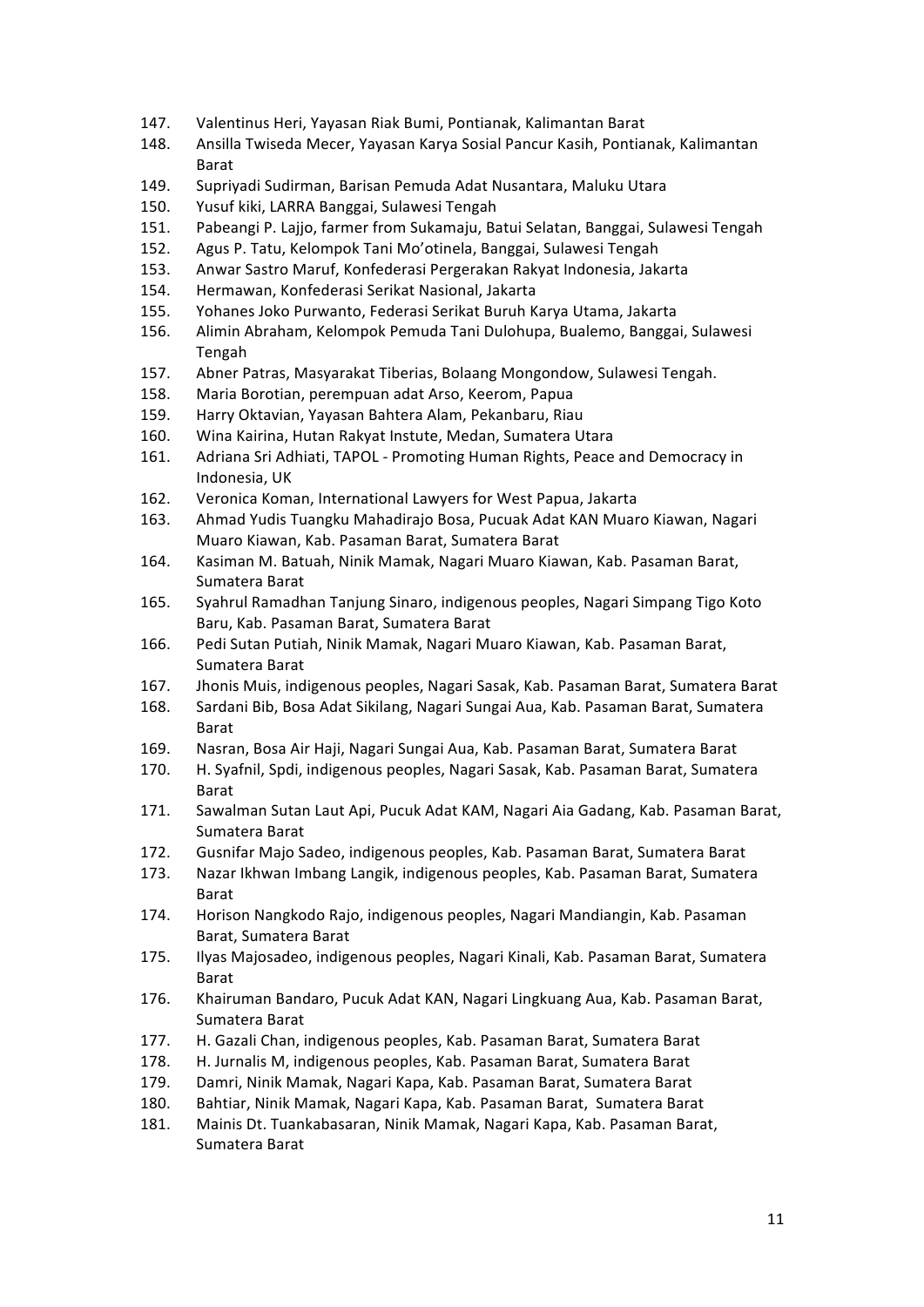147. Valentinus Heri, Yayasan Riak Bumi, Pontianak, Kalimantan Barat
148. Ansilla Twiseda Mecer, Yayasan Karya Sosial Pancur Kasih, Pontianak, Kalimantan Barat
149. Supriyadi Sudirman, Barisan Pemuda Adat Nusantara, Maluku Utara
150. Yusuf kiki, LARRA Banggai, Sulawesi Tengah
151. Pabeangi P. Lajjo, farmer from Sukamaju, Batui Selatan, Banggai, Sulawesi Tengah
152. Agus P. Tatu, Kelompok Tani Mo'otinela, Banggai, Sulawesi Tengah
153. Anwar Sastro Maruf, Konfederasi Pergerakan Rakyat Indonesia, Jakarta
154. Hermawan, Konfederasi Serikat Nasional, Jakarta
155. Yohanes Joko Purwanto, Federasi Serikat Buruh Karya Utama, Jakarta
156. Alimin Abraham, Kelompok Pemuda Tani Dulohupa, Bualemo, Banggai, Sulawesi Tengah
157. Abner Patras, Masyarakat Tiberias, Bolaang Mongondow, Sulawesi Tengah.
158. Maria Borotian, perempuan adat Arso, Keerom, Papua
159. Harry Oktavian, Yayasan Bahtera Alam, Pekanbaru, Riau
160. Wina Kairina, Hutan Rakyat Instute, Medan, Sumatera Utara
161. Adriana Sri Adhiati, TAPOL - Promoting Human Rights, Peace and Democracy in Indonesia, UK
162. Veronica Koman, International Lawyers for West Papua, Jakarta
163. Ahmad Yudis Tuangku Mahadirajo Bosa, Pucuak Adat KAN Muaro Kiawan, Nagari Muaro Kiawan, Kab. Pasaman Barat, Sumatera Barat
164. Kasiman M. Batuah, Ninik Mamak, Nagari Muaro Kiawan, Kab. Pasaman Barat, Sumatera Barat
165. Syahrul Ramadhan Tanjung Sinaro, indigenous peoples, Nagari Simpang Tigo Koto Baru, Kab. Pasaman Barat, Sumatera Barat
166. Pedi Sutan Putiah, Ninik Mamak, Nagari Muaro Kiawan, Kab. Pasaman Barat, Sumatera Barat
167. Jhonis Muis, indigenous peoples, Nagari Sasak, Kab. Pasaman Barat, Sumatera Barat
168. Sardani Bib, Bosa Adat Sikilang, Nagari Sungai Aua, Kab. Pasaman Barat, Sumatera Barat
169. Nasran, Bosa Air Haji, Nagari Sungai Aua, Kab. Pasaman Barat, Sumatera Barat
170. H. Syafnil, Spdi, indigenous peoples, Nagari Sasak, Kab. Pasaman Barat, Sumatera Barat
171. Sawalman Sutan Laut Api, Pucuk Adat KAM, Nagari Aia Gadang, Kab. Pasaman Barat, Sumatera Barat
172. Gusnifar Majo Sadeo, indigenous peoples, Kab. Pasaman Barat, Sumatera Barat
173. Nazar Ikhwan Imbang Langik, indigenous peoples, Kab. Pasaman Barat, Sumatera Barat
174. Horison Nangkodo Rajo, indigenous peoples, Nagari Mandiangin, Kab. Pasaman Barat, Sumatera Barat
175. Ilyas Majosadeo, indigenous peoples, Nagari Kinali, Kab. Pasaman Barat, Sumatera Barat
176. Khairuman Bandaro, Pucuk Adat KAN, Nagari Lingkuang Aua, Kab. Pasaman Barat, Sumatera Barat
177. H. Gazali Chan, indigenous peoples, Kab. Pasaman Barat, Sumatera Barat
178. H. Jurnalis M, indigenous peoples, Kab. Pasaman Barat, Sumatera Barat
179. Damri, Ninik Mamak, Nagari Kapa, Kab. Pasaman Barat, Sumatera Barat
180. Bahtiar, Ninik Mamak, Nagari Kapa, Kab. Pasaman Barat, Sumatera Barat
181. Mainis Dt. Tuankabasaran, Ninik Mamak, Nagari Kapa, Kab. Pasaman Barat, Sumatera Barat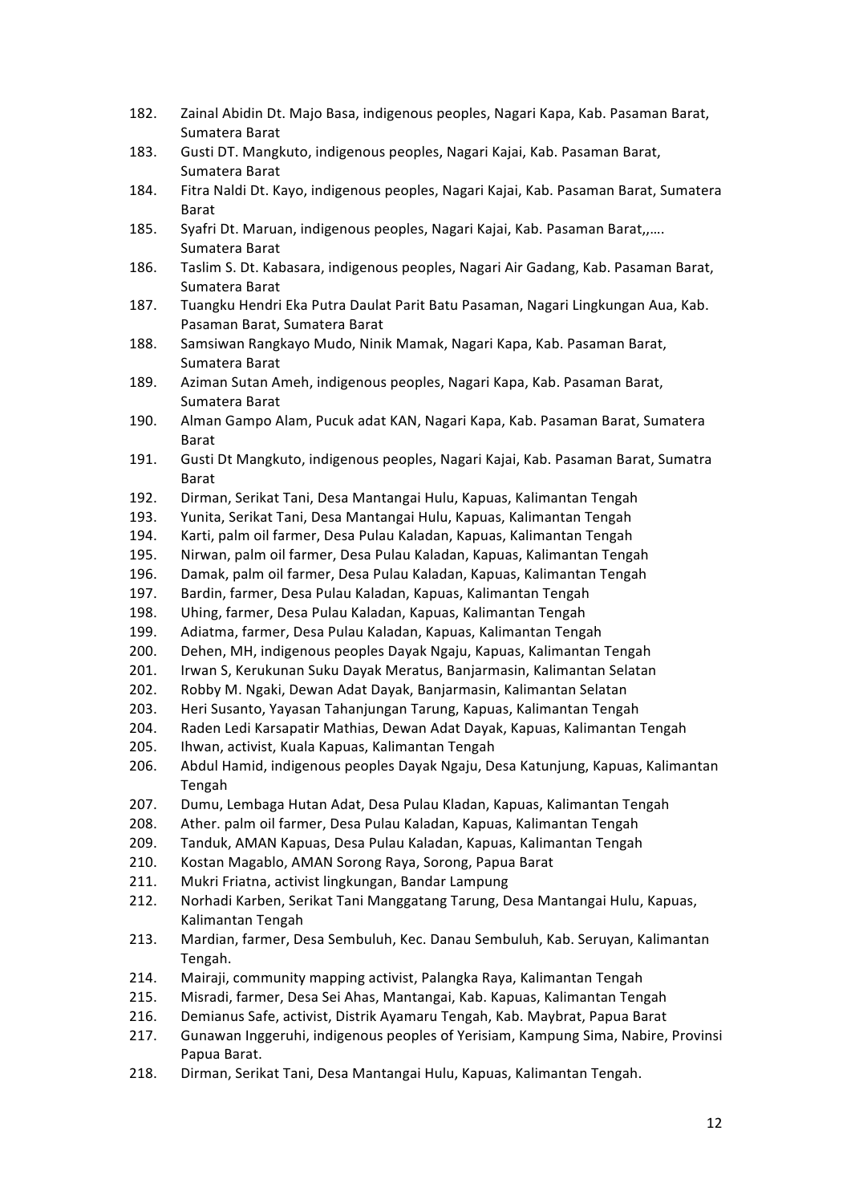182. Zainal Abidin Dt. Majo Basa, indigenous peoples, Nagari Kapa, Kab. Pasaman Barat, Sumatera Barat
183. Gusti DT. Mangkuto, indigenous peoples, Nagari Kajai, Kab. Pasaman Barat, Sumatera Barat
184. Fitra Naldi Dt. Kayo, indigenous peoples, Nagari Kajai, Kab. Pasaman Barat, Sumatera Barat
185. Syafri Dt. Maruan, indigenous peoples, Nagari Kajai, Kab. Pasaman Barat,,…. Sumatera Barat
186. Taslim S. Dt. Kabasara, indigenous peoples, Nagari Air Gadang, Kab. Pasaman Barat, Sumatera Barat
187. Tuangku Hendri Eka Putra Daulat Parit Batu Pasaman, Nagari Lingkungan Aua, Kab. Pasaman Barat, Sumatera Barat
188. Samsiwan Rangkayo Mudo, Ninik Mamak, Nagari Kapa, Kab. Pasaman Barat, Sumatera Barat
189. Aziman Sutan Ameh, indigenous peoples, Nagari Kapa, Kab. Pasaman Barat, Sumatera Barat
190. Alman Gampo Alam, Pucuk adat KAN, Nagari Kapa, Kab. Pasaman Barat, Sumatera Barat
191. Gusti Dt Mangkuto, indigenous peoples, Nagari Kajai, Kab. Pasaman Barat, Sumatra Barat
192. Dirman, Serikat Tani, Desa Mantangai Hulu, Kapuas, Kalimantan Tengah
193. Yunita, Serikat Tani, Desa Mantangai Hulu, Kapuas, Kalimantan Tengah
194. Karti, palm oil farmer, Desa Pulau Kaladan, Kapuas, Kalimantan Tengah
195. Nirwan, palm oil farmer, Desa Pulau Kaladan, Kapuas, Kalimantan Tengah
196. Damak, palm oil farmer, Desa Pulau Kaladan, Kapuas, Kalimantan Tengah
197. Bardin, farmer, Desa Pulau Kaladan, Kapuas, Kalimantan Tengah
198. Uhing, farmer, Desa Pulau Kaladan, Kapuas, Kalimantan Tengah
199. Adiatma, farmer, Desa Pulau Kaladan, Kapuas, Kalimantan Tengah
200. Dehen, MH, indigenous peoples Dayak Ngaju, Kapuas, Kalimantan Tengah
201. Irwan S, Kerukunan Suku Dayak Meratus, Banjarmasin, Kalimantan Selatan
202. Robby M. Ngaki, Dewan Adat Dayak, Banjarmasin, Kalimantan Selatan
203. Heri Susanto, Yayasan Tahanjungan Tarung, Kapuas, Kalimantan Tengah
204. Raden Ledi Karsapatir Mathias, Dewan Adat Dayak, Kapuas, Kalimantan Tengah
205. Ihwan, activist, Kuala Kapuas, Kalimantan Tengah
206. Abdul Hamid, indigenous peoples Dayak Ngaju, Desa Katunjung, Kapuas, Kalimantan Tengah
207. Dumu, Lembaga Hutan Adat, Desa Pulau Kladan, Kapuas, Kalimantan Tengah
208. Ather. palm oil farmer, Desa Pulau Kaladan, Kapuas, Kalimantan Tengah
209. Tanduk, AMAN Kapuas, Desa Pulau Kaladan, Kapuas, Kalimantan Tengah
210. Kostan Magablo, AMAN Sorong Raya, Sorong, Papua Barat
211. Mukri Friatna, activist lingkungan, Bandar Lampung
212. Norhadi Karben, Serikat Tani Manggatang Tarung, Desa Mantangai Hulu, Kapuas, Kalimantan Tengah
213. Mardian, farmer, Desa Sembuluh, Kec. Danau Sembuluh, Kab. Seruyan, Kalimantan Tengah.
214. Mairaji, community mapping activist, Palangka Raya, Kalimantan Tengah
215. Misradi, farmer, Desa Sei Ahas, Mantangai, Kab. Kapuas, Kalimantan Tengah
216. Demianus Safe, activist, Distrik Ayamaru Tengah, Kab. Maybrat, Papua Barat
217. Gunawan Inggeruhi, indigenous peoples of Yerisiam, Kampung Sima, Nabire, Provinsi Papua Barat.
218. Dirman, Serikat Tani, Desa Mantangai Hulu, Kapuas, Kalimantan Tengah.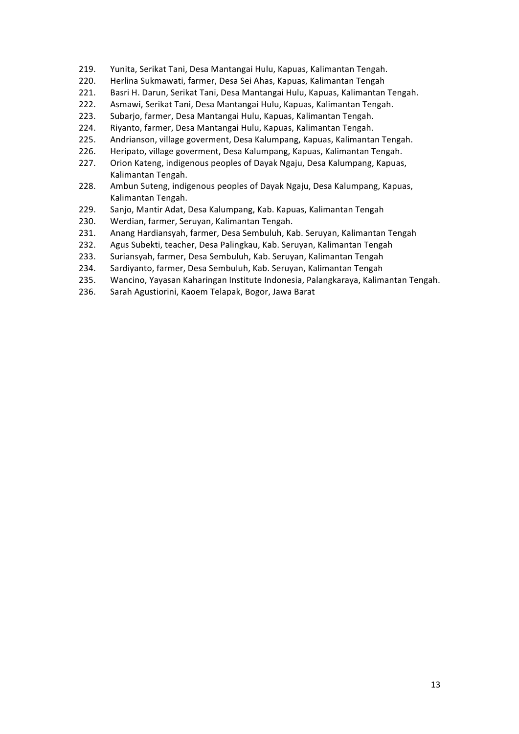219. Yunita, Serikat Tani, Desa Mantangai Hulu, Kapuas, Kalimantan Tengah.
220. Herlina Sukmawati, farmer, Desa Sei Ahas, Kapuas, Kalimantan Tengah
221. Basri H. Darun, Serikat Tani, Desa Mantangai Hulu, Kapuas, Kalimantan Tengah.
222. Asmawi, Serikat Tani, Desa Mantangai Hulu, Kapuas, Kalimantan Tengah.
223. Subarjo, farmer, Desa Mantangai Hulu, Kapuas, Kalimantan Tengah.
224. Riyanto, farmer, Desa Mantangai Hulu, Kapuas, Kalimantan Tengah.
225. Andrianson, village goverment, Desa Kalumpang, Kapuas, Kalimantan Tengah.
226. Heripato, village goverment, Desa Kalumpang, Kapuas, Kalimantan Tengah.
227. Orion Kateng, indigenous peoples of Dayak Ngaju, Desa Kalumpang, Kapuas, Kalimantan Tengah.
228. Ambun Suteng, indigenous peoples of Dayak Ngaju, Desa Kalumpang, Kapuas, Kalimantan Tengah.
229. Sanjo, Mantir Adat, Desa Kalumpang, Kab. Kapuas, Kalimantan Tengah
230. Werdian, farmer, Seruyan, Kalimantan Tengah.
231. Anang Hardiansyah, farmer, Desa Sembuluh, Kab. Seruyan, Kalimantan Tengah
232. Agus Subekti, teacher, Desa Palingkau, Kab. Seruyan, Kalimantan Tengah
233. Suriansyah, farmer, Desa Sembuluh, Kab. Seruyan, Kalimantan Tengah
234. Sardiyanto, farmer, Desa Sembuluh, Kab. Seruyan, Kalimantan Tengah
235. Wancino, Yayasan Kaharingan Institute Indonesia, Palangkaraya, Kalimantan Tengah.
236. Sarah Agustiorini, Kaoem Telapak, Bogor, Jawa Barat